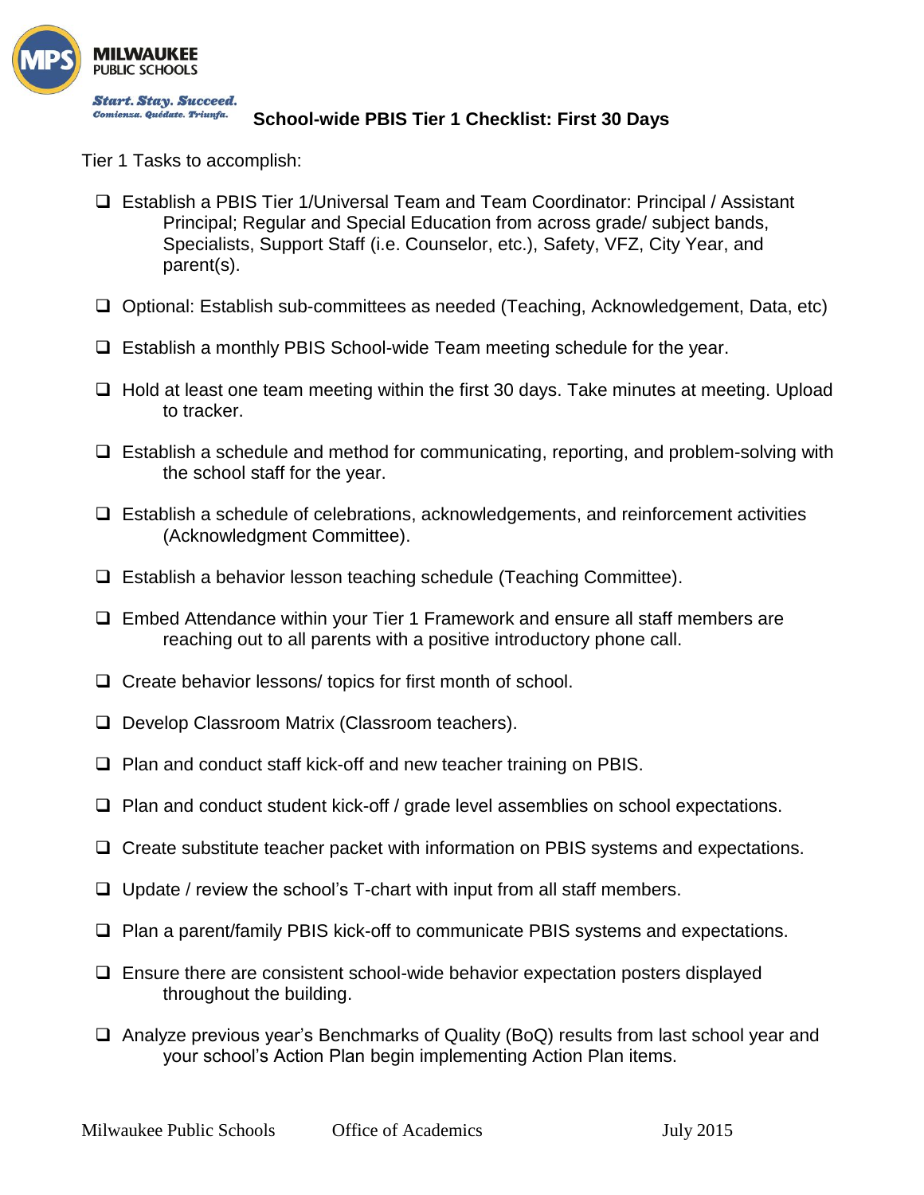**MILWAUKEE PUBLIC SCHOOLS**

*Start. Stay. Succeed.*
*Comienza. Quédate. Triunfa.*

# School-wide PBIS Tier 1 Checklist: First 30 Days

Tier 1 Tasks to accomplish:

- ❑ Establish a PBIS Tier 1/Universal Team and Team Coordinator: Principal / Assistant Principal; Regular and Special Education from across grade/ subject bands, Specialists, Support Staff (i.e. Counselor, etc.), Safety, VFZ, City Year, and parent(s).
- ❑ Optional: Establish sub-committees as needed (Teaching, Acknowledgement, Data, etc)
- ❑ Establish a monthly PBIS School-wide Team meeting schedule for the year.
- ❑ Hold at least one team meeting within the first 30 days. Take minutes at meeting. Upload to tracker.
- ❑ Establish a schedule and method for communicating, reporting, and problem-solving with the school staff for the year.
- ❑ Establish a schedule of celebrations, acknowledgements, and reinforcement activities (Acknowledgment Committee).
- ❑ Establish a behavior lesson teaching schedule (Teaching Committee).
- ❑ Embed Attendance within your Tier 1 Framework and ensure all staff members are reaching out to all parents with a positive introductory phone call.
- ❑ Create behavior lessons/ topics for first month of school.
- ❑ Develop Classroom Matrix (Classroom teachers).
- ❑ Plan and conduct staff kick-off and new teacher training on PBIS.
- ❑ Plan and conduct student kick-off / grade level assemblies on school expectations.
- ❑ Create substitute teacher packet with information on PBIS systems and expectations.
- ❑ Update / review the school's T-chart with input from all staff members.
- ❑ Plan a parent/family PBIS kick-off to communicate PBIS systems and expectations.
- ❑ Ensure there are consistent school-wide behavior expectation posters displayed throughout the building.
- ❑ Analyze previous year's Benchmarks of Quality (BoQ) results from last school year and your school's Action Plan begin implementing Action Plan items.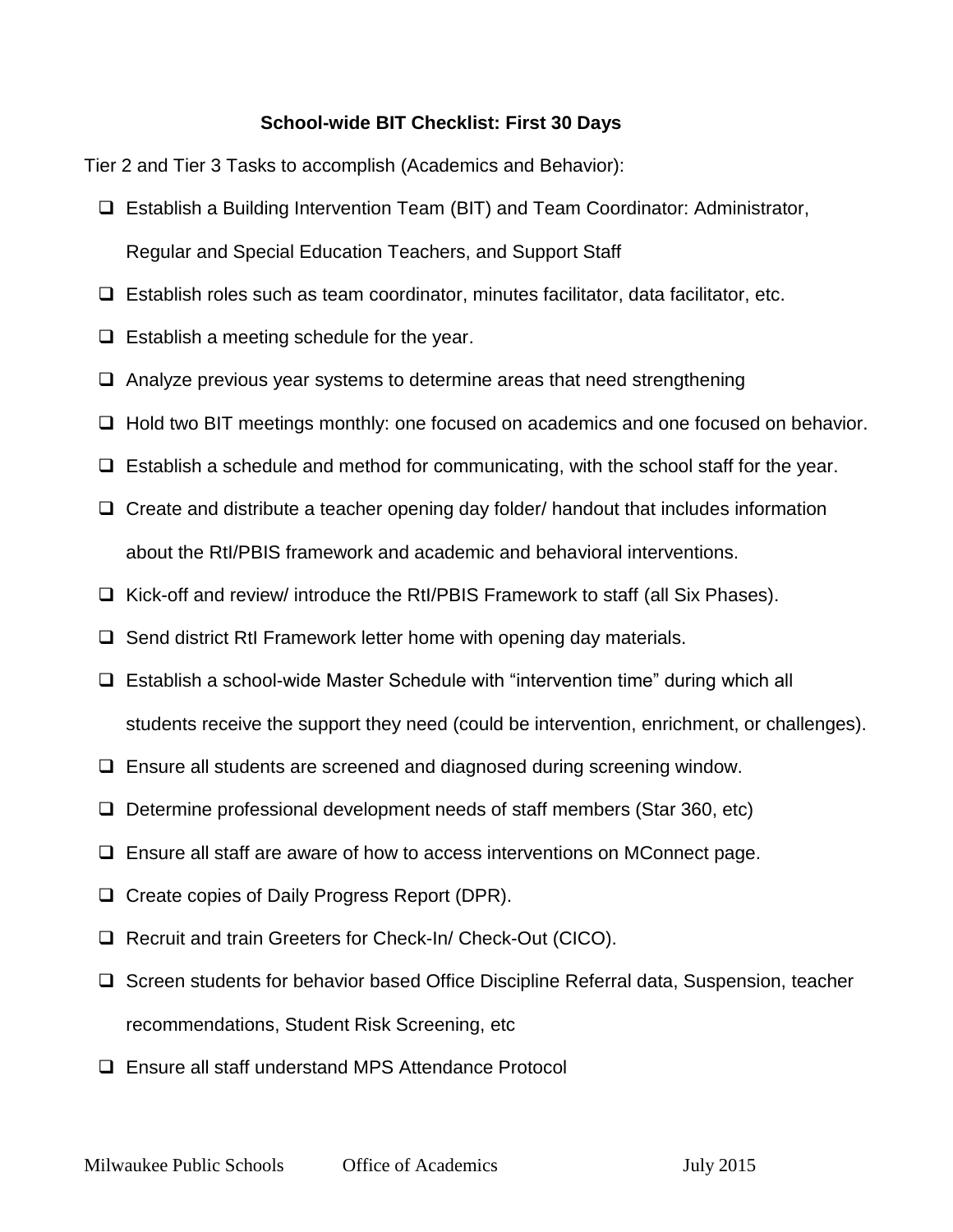**School-wide BIT Checklist: First 30 Days**

Tier 2 and Tier 3 Tasks to accomplish (Academics and Behavior):

- ❑ Establish a Building Intervention Team (BIT) and Team Coordinator: Administrator, Regular and Special Education Teachers, and Support Staff
- ❑ Establish roles such as team coordinator, minutes facilitator, data facilitator, etc.
- ❑ Establish a meeting schedule for the year.
- ❑ Analyze previous year systems to determine areas that need strengthening
- ❑ Hold two BIT meetings monthly: one focused on academics and one focused on behavior.
- ❑ Establish a schedule and method for communicating, with the school staff for the year.
- ❑ Create and distribute a teacher opening day folder/ handout that includes information about the RtI/PBIS framework and academic and behavioral interventions.
- ❑ Kick-off and review/ introduce the RtI/PBIS Framework to staff (all Six Phases).
- ❑ Send district RtI Framework letter home with opening day materials.
- ❑ Establish a school-wide Master Schedule with "intervention time" during which all students receive the support they need (could be intervention, enrichment, or challenges).
- ❑ Ensure all students are screened and diagnosed during screening window.
- ❑ Determine professional development needs of staff members (Star 360, etc)
- ❑ Ensure all staff are aware of how to access interventions on MConnect page.
- ❑ Create copies of Daily Progress Report (DPR).
- ❑ Recruit and train Greeters for Check-In/ Check-Out (CICO).
- ❑ Screen students for behavior based Office Discipline Referral data, Suspension, teacher recommendations, Student Risk Screening, etc
- ❑ Ensure all staff understand MPS Attendance Protocol